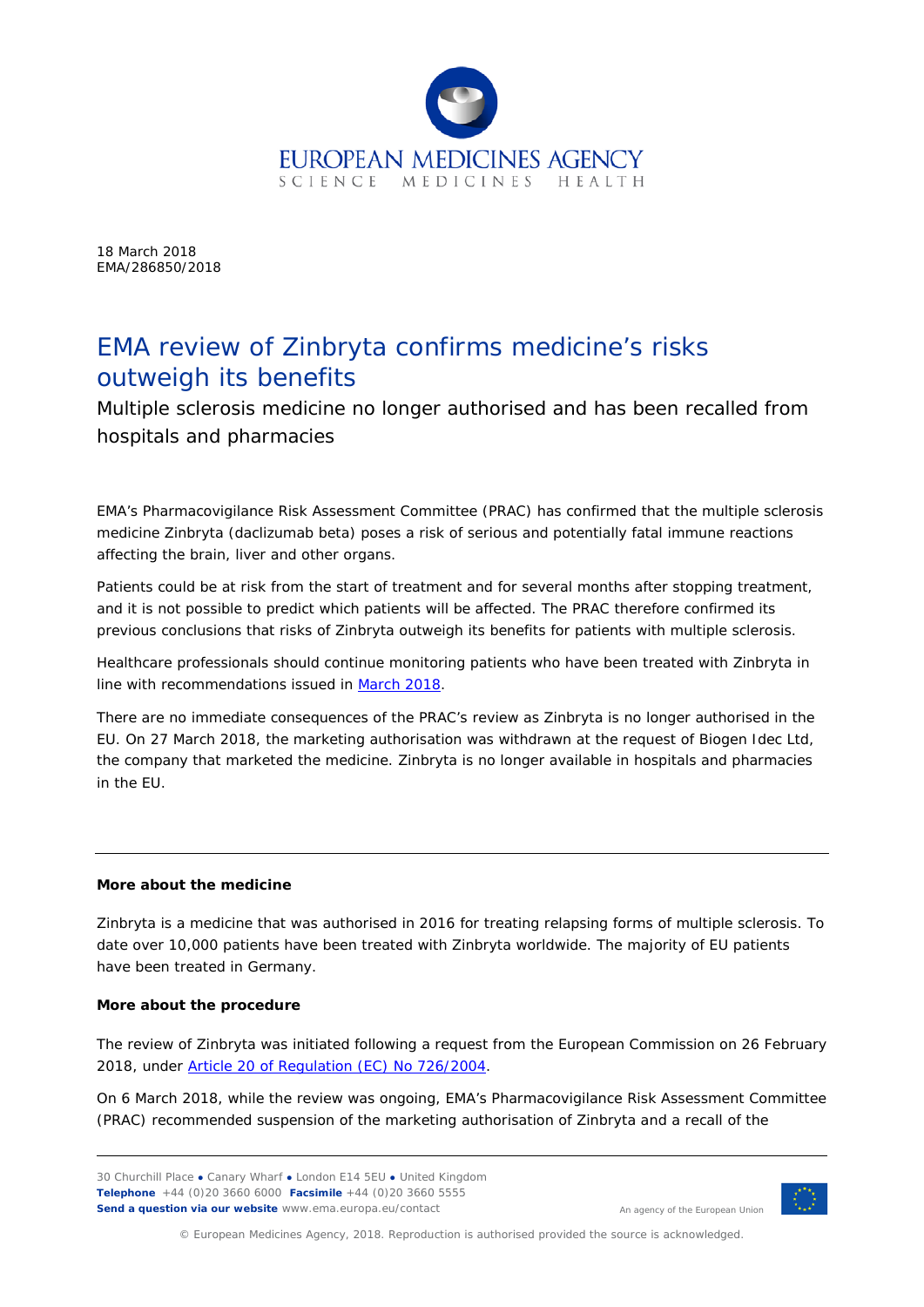EUROPEAN MEDICINES AGENCY
SCIENCE MEDICINES HEALTH

18 March 2018
EMA/286850/2018

# EMA review of Zinbryta confirms medicine's risks outweigh its benefits

## Multiple sclerosis medicine no longer authorised and has been recalled from hospitals and pharmacies

EMA's Pharmacovigilance Risk Assessment Committee (PRAC) has confirmed that the multiple sclerosis medicine Zinbryta (daclizumab beta) poses a risk of serious and potentially fatal immune reactions affecting the brain, liver and other organs.

Patients could be at risk from the start of treatment and for several months after stopping treatment, and it is not possible to predict which patients will be affected. The PRAC therefore confirmed its previous conclusions that risks of Zinbryta outweigh its benefits for patients with multiple sclerosis.

Healthcare professionals should continue monitoring patients who have been treated with Zinbryta in line with recommendations issued in March 2018.

There are no immediate consequences of the PRAC's review as Zinbryta is no longer authorised in the EU. On 27 March 2018, the marketing authorisation was withdrawn at the request of Biogen Idec Ltd, the company that marketed the medicine. Zinbryta is no longer available in hospitals and pharmacies in the EU.

---

**More about the medicine**

Zinbryta is a medicine that was authorised in 2016 for treating relapsing forms of multiple sclerosis. To date over 10,000 patients have been treated with Zinbryta worldwide. The majority of EU patients have been treated in Germany.

**More about the procedure**

The review of Zinbryta was initiated following a request from the European Commission on 26 February 2018, under Article 20 of Regulation (EC) No 726/2004.

On 6 March 2018, while the review was ongoing, EMA's Pharmacovigilance Risk Assessment Committee (PRAC) recommended suspension of the marketing authorisation of Zinbryta and a recall of the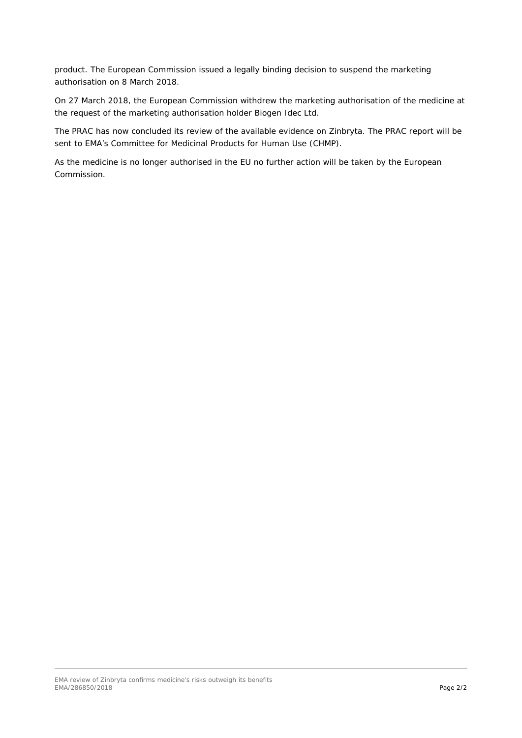product. The European Commission issued a legally binding decision to suspend the marketing authorisation on 8 March 2018.

On 27 March 2018, the European Commission withdrew the marketing authorisation of the medicine at the request of the marketing authorisation holder Biogen Idec Ltd.

The PRAC has now concluded its review of the available evidence on Zinbryta. The PRAC report will be sent to EMA's Committee for Medicinal Products for Human Use (CHMP).

As the medicine is no longer authorised in the EU no further action will be taken by the European Commission.